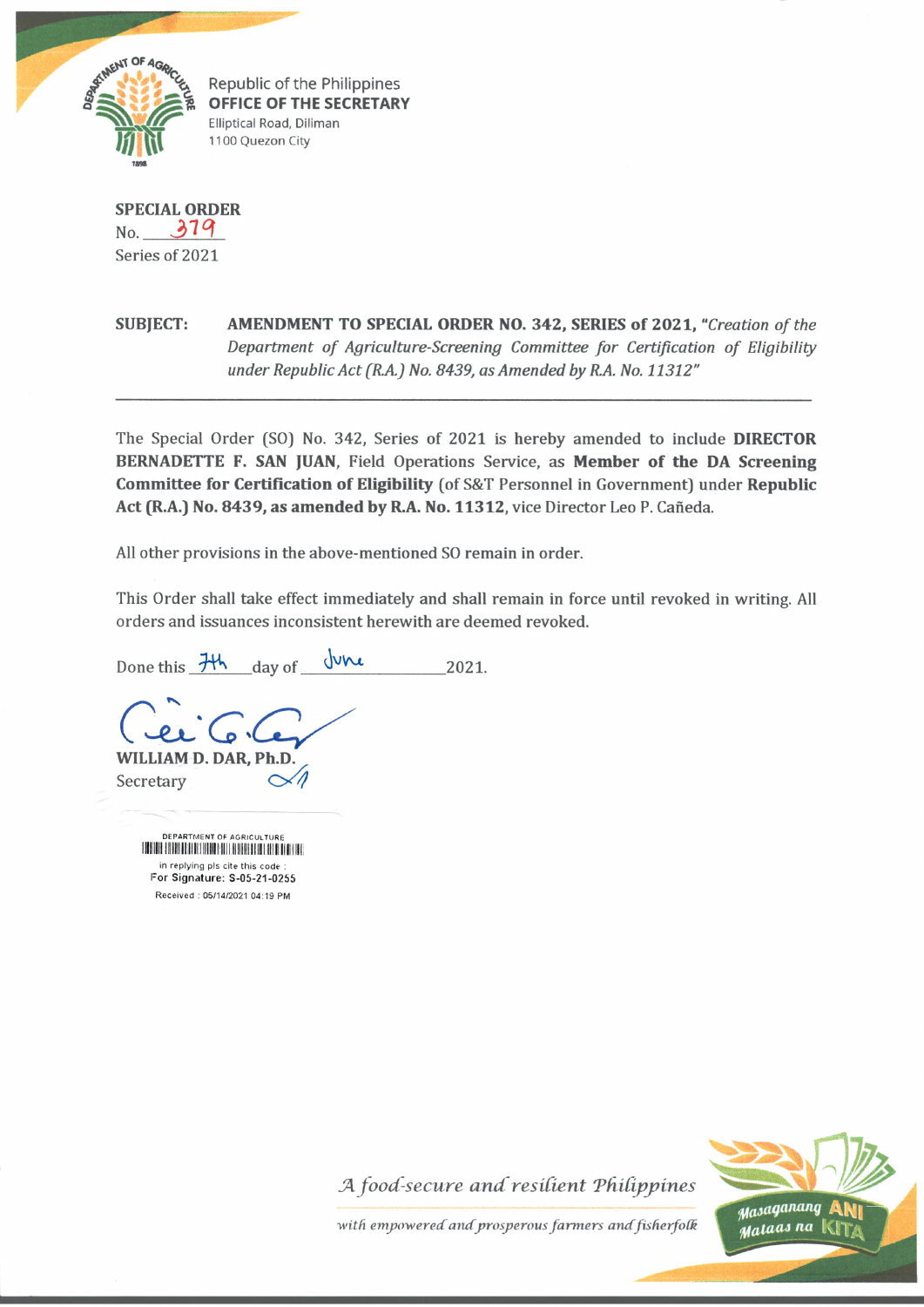Republic of the Philippines
**OFFICE OF THE SECRETARY**
Elliptical Road, Diliman
1100 Quezon City

**SPECIAL ORDER**
No. 379
Series of 2021

**SUBJECT: AMENDMENT TO SPECIAL ORDER NO. 342, SERIES of 2021,** *"Creation of the Department of Agriculture-Screening Committee for Certification of Eligibility under Republic Act (R.A.) No. 8439, as Amended by R.A. No. 11312"*

---

The Special Order (SO) No. 342, Series of 2021 is hereby amended to include **DIRECTOR BERNADETTE F. SAN JUAN**, Field Operations Service, as **Member of the DA Screening Committee for Certification of Eligibility** (of S&T Personnel in Government) under **Republic Act (R.A.) No. 8439, as amended by R.A. No. 11312**, vice Director Leo P. Cañeda.

All other provisions in the above-mentioned SO remain in order.

This Order shall take effect immediately and shall remain in force until revoked in writing. All orders and issuances inconsistent herewith are deemed revoked.

Done this 7th day of June 2021.

**WILLIAM D. DAR, Ph.D.**
Secretary

DEPARTMENT OF AGRICULTURE
in replying pls cite this code :
For Signature: S-05-21-0255
Received : 05/14/2021 04:19 PM

*A food-secure and resilient Philippines*
*with empowered and prosperous farmers and fisherfolk*

Masaganang ANI Mataas na KITA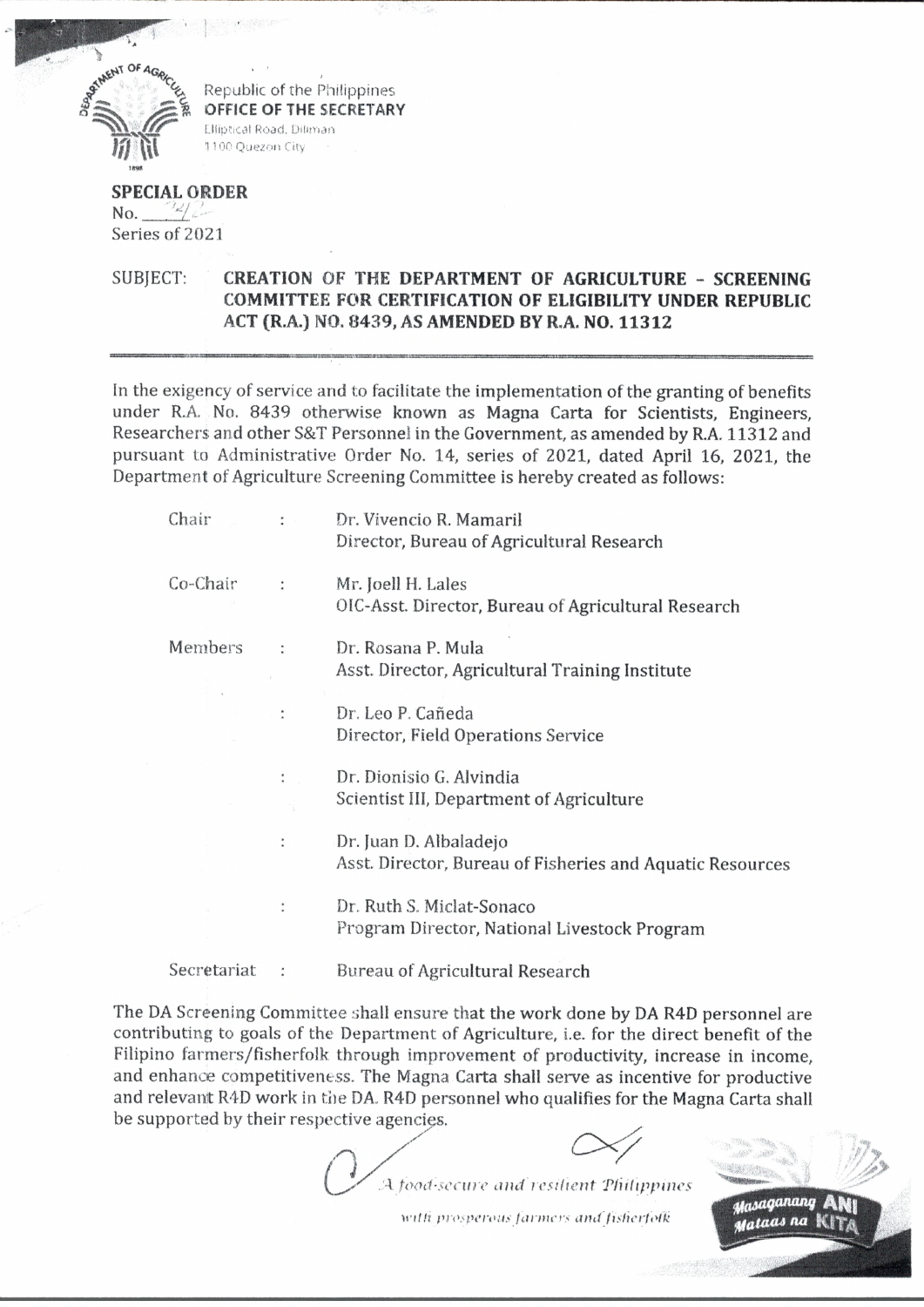Republic of the Philippines
**OFFICE OF THE SECRETARY**
Elliptical Road, Diliman
1100 Quezon City

**SPECIAL ORDER**
No. ____
Series of 2021

SUBJECT: **CREATION OF THE DEPARTMENT OF AGRICULTURE - SCREENING COMMITTEE FOR CERTIFICATION OF ELIGIBILITY UNDER REPUBLIC ACT (R.A.) NO. 8439, AS AMENDED BY R.A. NO. 11312**

In the exigency of service and to facilitate the implementation of the granting of benefits under R.A. No. 8439 otherwise known as Magna Carta for Scientists, Engineers, Researchers and other S&T Personnel in the Government, as amended by R.A. 11312 and pursuant to Administrative Order No. 14, series of 2021, dated April 16, 2021, the Department of Agriculture Screening Committee is hereby created as follows:

| | | |
|---|---|---|
| Chair | : | Dr. Vivencio R. Mamaril<br>Director, Bureau of Agricultural Research |
| Co-Chair | : | Mr. Joell H. Lales<br>OIC-Asst. Director, Bureau of Agricultural Research |
| Members | : | Dr. Rosana P. Mula<br>Asst. Director, Agricultural Training Institute |
| | : | Dr. Leo P. Cañeda<br>Director, Field Operations Service |
| | : | Dr. Dionisio G. Alvindia<br>Scientist III, Department of Agriculture |
| | : | Dr. Juan D. Albaladejo<br>Asst. Director, Bureau of Fisheries and Aquatic Resources |
| | : | Dr. Ruth S. Miclat-Sonaco<br>Program Director, National Livestock Program |
| Secretariat | : | Bureau of Agricultural Research |

The DA Screening Committee shall ensure that the work done by DA R4D personnel are contributing to goals of the Department of Agriculture, i.e. for the direct benefit of the Filipino farmers/fisherfolk through improvement of productivity, increase in income, and enhance competitiveness. The Magna Carta shall serve as incentive for productive and relevant R4D work in the DA. R4D personnel who qualifies for the Magna Carta shall be supported by their respective agencies.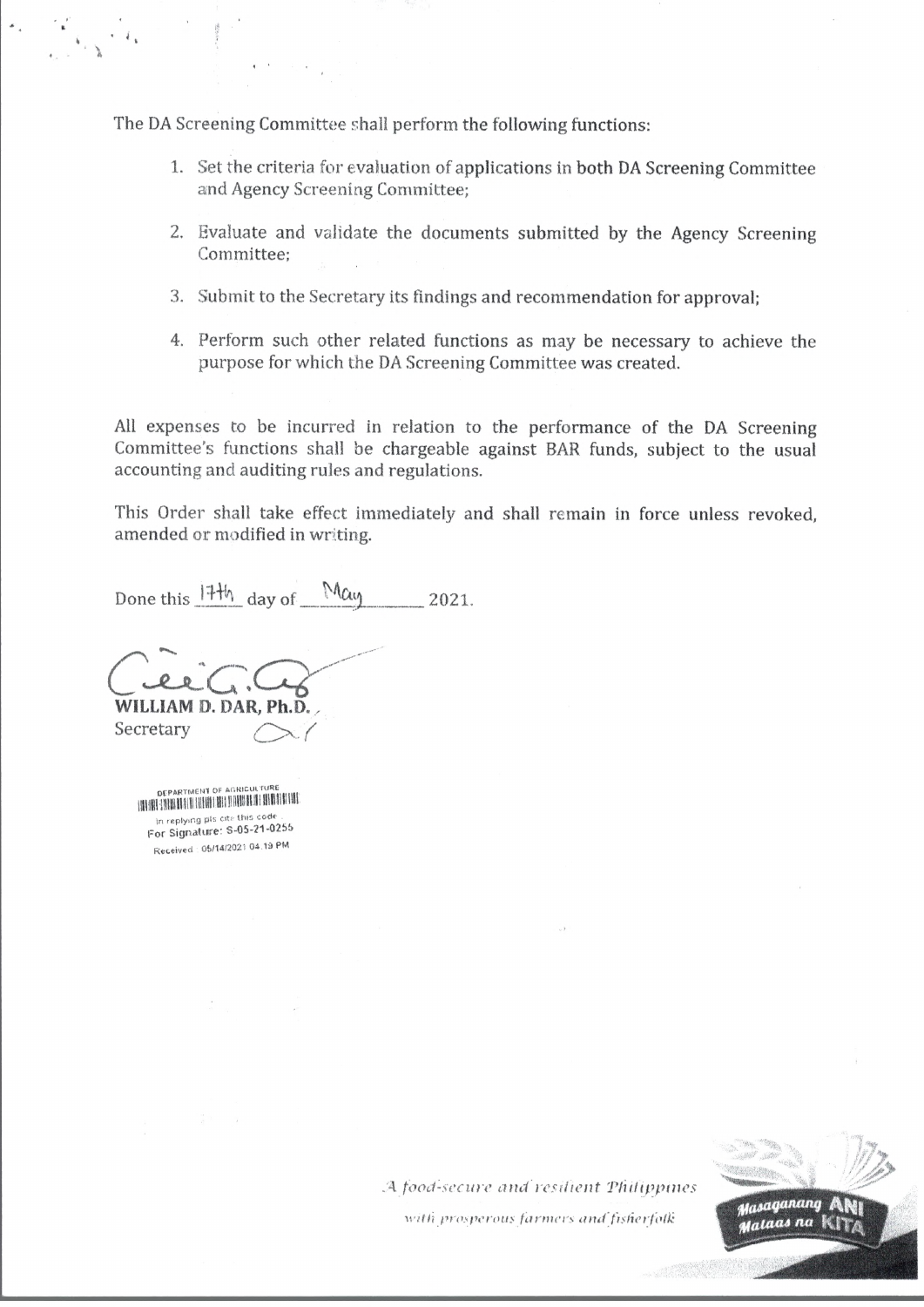The DA Screening Committee shall perform the following functions:

1. Set the criteria for evaluation of applications in both DA Screening Committee and Agency Screening Committee;
2. Evaluate and validate the documents submitted by the Agency Screening Committee;
3. Submit to the Secretary its findings and recommendation for approval;
4. Perform such other related functions as may be necessary to achieve the purpose for which the DA Screening Committee was created.

All expenses to be incurred in relation to the performance of the DA Screening Committee's functions shall be chargeable against BAR funds, subject to the usual accounting and auditing rules and regulations.

This Order shall take effect immediately and shall remain in force unless revoked, amended or modified in writing.

Done this 17th day of May 2021.

**WILLIAM D. DAR, Ph.D.**
Secretary

DEPARTMENT OF AGRICULTURE
in replying pls cite this code
For Signature: S-05-21-0255
Received: 05/14/2021 04:19 PM

*A food-secure and resilient Philippines with prosperous farmers and fisherfolk*

Masaganang ANI Mataas na KITA